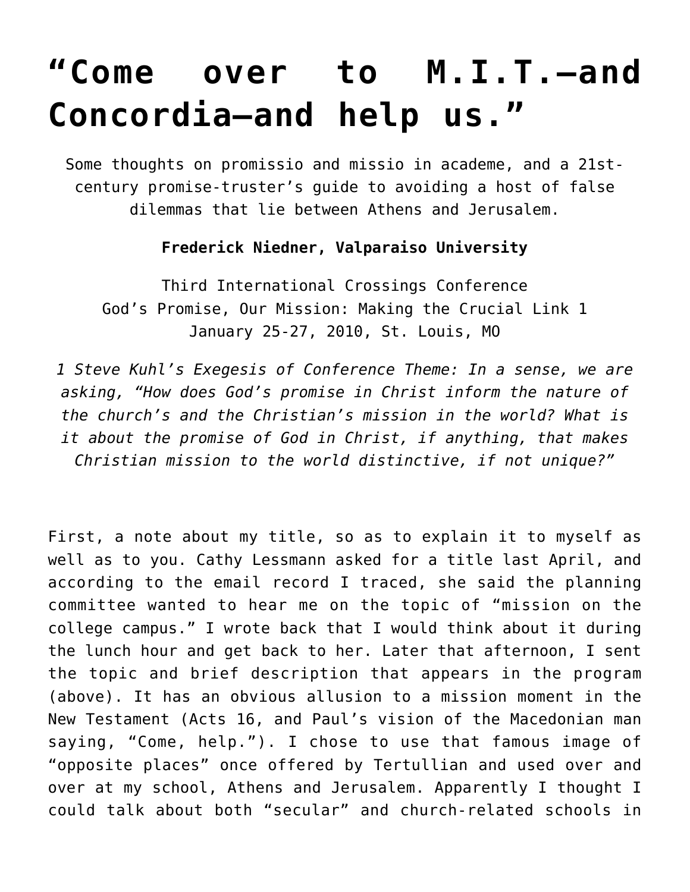# “Come over to M.I.T.—and Concordia—and help us.”

Some thoughts on promissio and missio in academe, and a 21st-century promise-truster’s guide to avoiding a host of false dilemmas that lie between Athens and Jerusalem.

**Frederick Niedner, Valparaiso University**

Third International Crossings Conference
God’s Promise, Our Mission: Making the Crucial Link 1
January 25-27, 2010, St. Louis, MO

*1 Steve Kuhl’s Exegesis of Conference Theme: In a sense, we are asking, “How does God’s promise in Christ inform the nature of the church’s and the Christian’s mission in the world? What is it about the promise of God in Christ, if anything, that makes Christian mission to the world distinctive, if not unique?”*

First, a note about my title, so as to explain it to myself as well as to you. Cathy Lessmann asked for a title last April, and according to the email record I traced, she said the planning committee wanted to hear me on the topic of “mission on the college campus.” I wrote back that I would think about it during the lunch hour and get back to her. Later that afternoon, I sent the topic and brief description that appears in the program (above). It has an obvious allusion to a mission moment in the New Testament (Acts 16, and Paul’s vision of the Macedonian man saying, “Come, help.”). I chose to use that famous image of “opposite places” once offered by Tertullian and used over and over at my school, Athens and Jerusalem. Apparently I thought I could talk about both “secular” and church-related schools in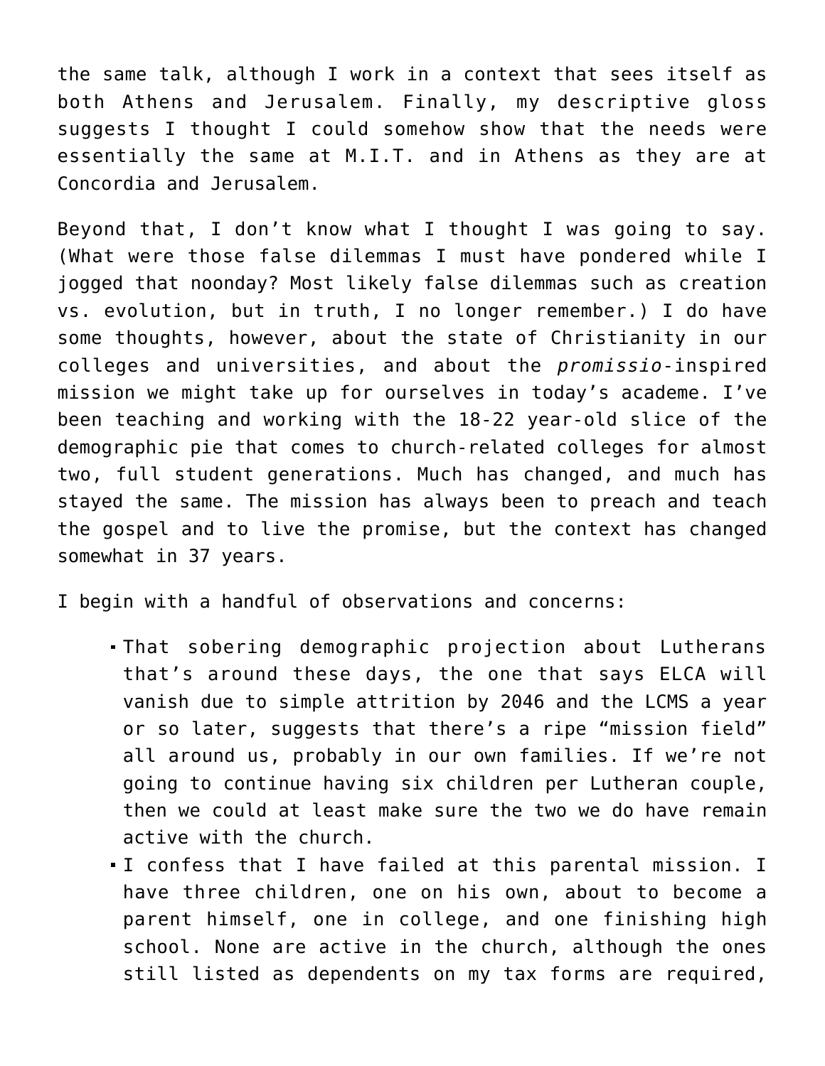the same talk, although I work in a context that sees itself as both Athens and Jerusalem. Finally, my descriptive gloss suggests I thought I could somehow show that the needs were essentially the same at M.I.T. and in Athens as they are at Concordia and Jerusalem.

Beyond that, I don't know what I thought I was going to say. (What were those false dilemmas I must have pondered while I jogged that noonday? Most likely false dilemmas such as creation vs. evolution, but in truth, I no longer remember.) I do have some thoughts, however, about the state of Christianity in our colleges and universities, and about the *promissio*-inspired mission we might take up for ourselves in today's academe. I've been teaching and working with the 18-22 year-old slice of the demographic pie that comes to church-related colleges for almost two, full student generations. Much has changed, and much has stayed the same. The mission has always been to preach and teach the gospel and to live the promise, but the context has changed somewhat in 37 years.

I begin with a handful of observations and concerns:

- That sobering demographic projection about Lutherans that's around these days, the one that says ELCA will vanish due to simple attrition by 2046 and the LCMS a year or so later, suggests that there's a ripe "mission field" all around us, probably in our own families. If we're not going to continue having six children per Lutheran couple, then we could at least make sure the two we do have remain active with the church.
- I confess that I have failed at this parental mission. I have three children, one on his own, about to become a parent himself, one in college, and one finishing high school. None are active in the church, although the ones still listed as dependents on my tax forms are required,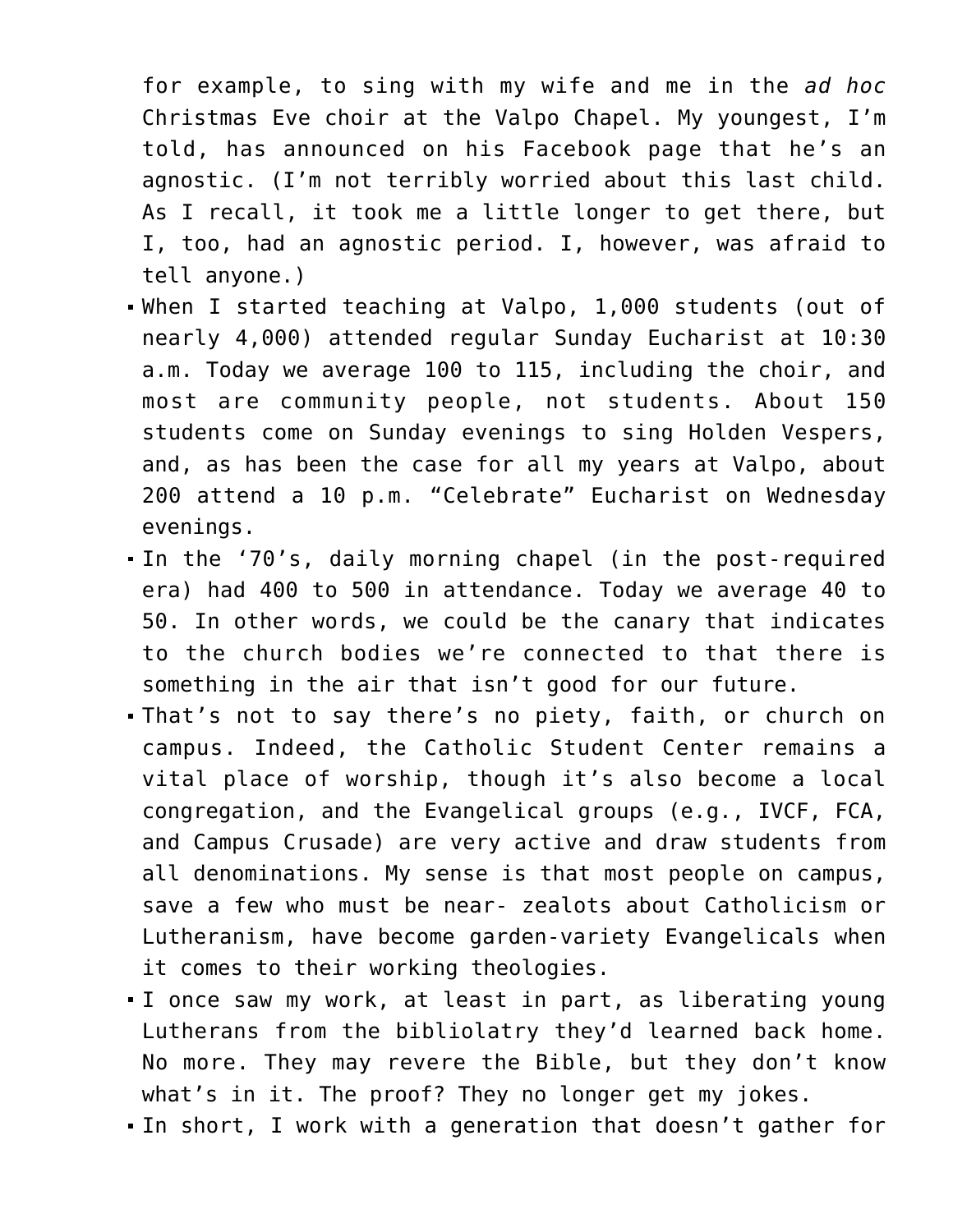for example, to sing with my wife and me in the *ad hoc* Christmas Eve choir at the Valpo Chapel. My youngest, I'm told, has announced on his Facebook page that he's an agnostic. (I'm not terribly worried about this last child. As I recall, it took me a little longer to get there, but I, too, had an agnostic period. I, however, was afraid to tell anyone.)

- When I started teaching at Valpo, 1,000 students (out of nearly 4,000) attended regular Sunday Eucharist at 10:30 a.m. Today we average 100 to 115, including the choir, and most are community people, not students. About 150 students come on Sunday evenings to sing Holden Vespers, and, as has been the case for all my years at Valpo, about 200 attend a 10 p.m. "Celebrate" Eucharist on Wednesday evenings.
- In the '70's, daily morning chapel (in the post-required era) had 400 to 500 in attendance. Today we average 40 to 50. In other words, we could be the canary that indicates to the church bodies we're connected to that there is something in the air that isn't good for our future.
- That's not to say there's no piety, faith, or church on campus. Indeed, the Catholic Student Center remains a vital place of worship, though it's also become a local congregation, and the Evangelical groups (e.g., IVCF, FCA, and Campus Crusade) are very active and draw students from all denominations. My sense is that most people on campus, save a few who must be near- zealots about Catholicism or Lutheranism, have become garden-variety Evangelicals when it comes to their working theologies.
- I once saw my work, at least in part, as liberating young Lutherans from the bibliolatry they'd learned back home. No more. They may revere the Bible, but they don't know what's in it. The proof? They no longer get my jokes.
- In short, I work with a generation that doesn't gather for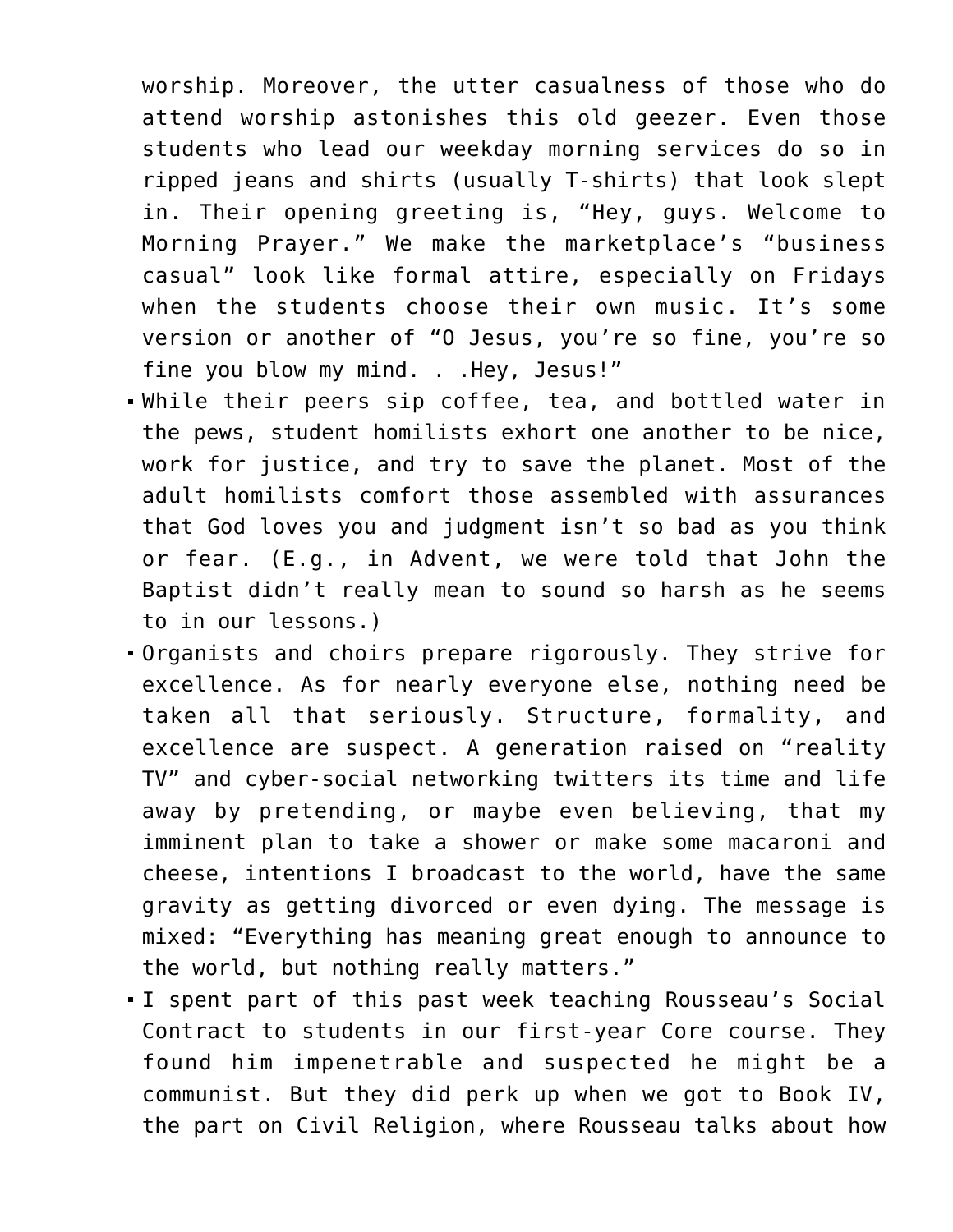worship. Moreover, the utter casualness of those who do attend worship astonishes this old geezer. Even those students who lead our weekday morning services do so in ripped jeans and shirts (usually T-shirts) that look slept in. Their opening greeting is, "Hey, guys. Welcome to Morning Prayer." We make the marketplace's "business casual" look like formal attire, especially on Fridays when the students choose their own music. It's some version or another of "O Jesus, you're so fine, you're so fine you blow my mind. . .Hey, Jesus!"

- While their peers sip coffee, tea, and bottled water in the pews, student homilists exhort one another to be nice, work for justice, and try to save the planet. Most of the adult homilists comfort those assembled with assurances that God loves you and judgment isn't so bad as you think or fear. (E.g., in Advent, we were told that John the Baptist didn't really mean to sound so harsh as he seems to in our lessons.)
- Organists and choirs prepare rigorously. They strive for excellence. As for nearly everyone else, nothing need be taken all that seriously. Structure, formality, and excellence are suspect. A generation raised on "reality TV" and cyber-social networking twitters its time and life away by pretending, or maybe even believing, that my imminent plan to take a shower or make some macaroni and cheese, intentions I broadcast to the world, have the same gravity as getting divorced or even dying. The message is mixed: "Everything has meaning great enough to announce to the world, but nothing really matters."
- I spent part of this past week teaching Rousseau's Social Contract to students in our first-year Core course. They found him impenetrable and suspected he might be a communist. But they did perk up when we got to Book IV, the part on Civil Religion, where Rousseau talks about how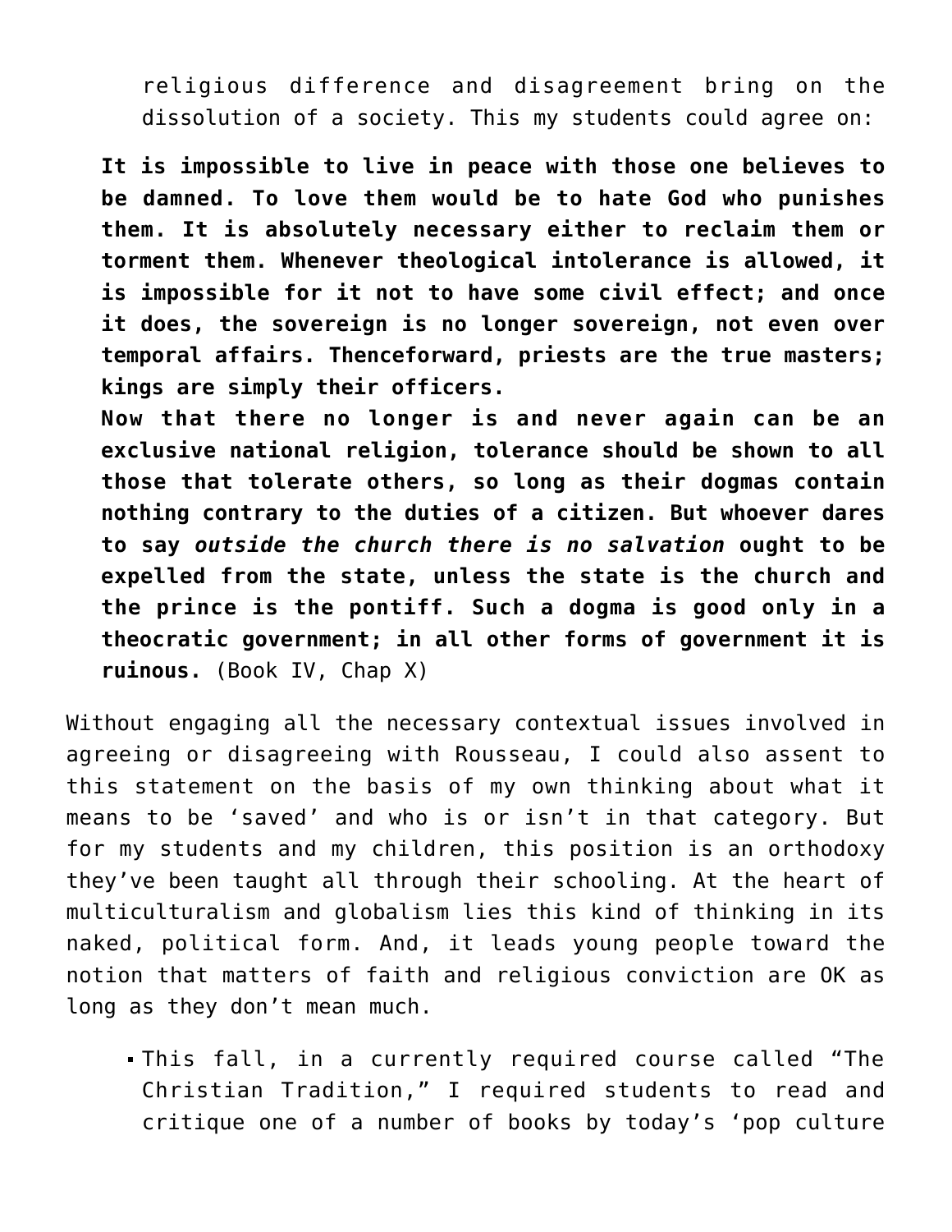religious difference and disagreement bring on the dissolution of a society. This my students could agree on:

> **It is impossible to live in peace with those one believes to be damned. To love them would be to hate God who punishes them. It is absolutely necessary either to reclaim them or torment them. Whenever theological intolerance is allowed, it is impossible for it not to have some civil effect; and once it does, the sovereign is no longer sovereign, not even over temporal affairs. Thenceforward, priests are the true masters; kings are simply their officers.**
> **Now that there no longer is and never again can be an exclusive national religion, tolerance should be shown to all those that tolerate others, so long as their dogmas contain nothing contrary to the duties of a citizen. But whoever dares to say *outside the church there is no salvation* ought to be expelled from the state, unless the state is the church and the prince is the pontiff. Such a dogma is good only in a theocratic government; in all other forms of government it is ruinous.** (Book IV, Chap X)

Without engaging all the necessary contextual issues involved in agreeing or disagreeing with Rousseau, I could also assent to this statement on the basis of my own thinking about what it means to be 'saved' and who is or isn't in that category. But for my students and my children, this position is an orthodoxy they've been taught all through their schooling. At the heart of multiculturalism and globalism lies this kind of thinking in its naked, political form. And, it leads young people toward the notion that matters of faith and religious conviction are OK as long as they don't mean much.

- This fall, in a currently required course called "The Christian Tradition," I required students to read and critique one of a number of books by today's 'pop culture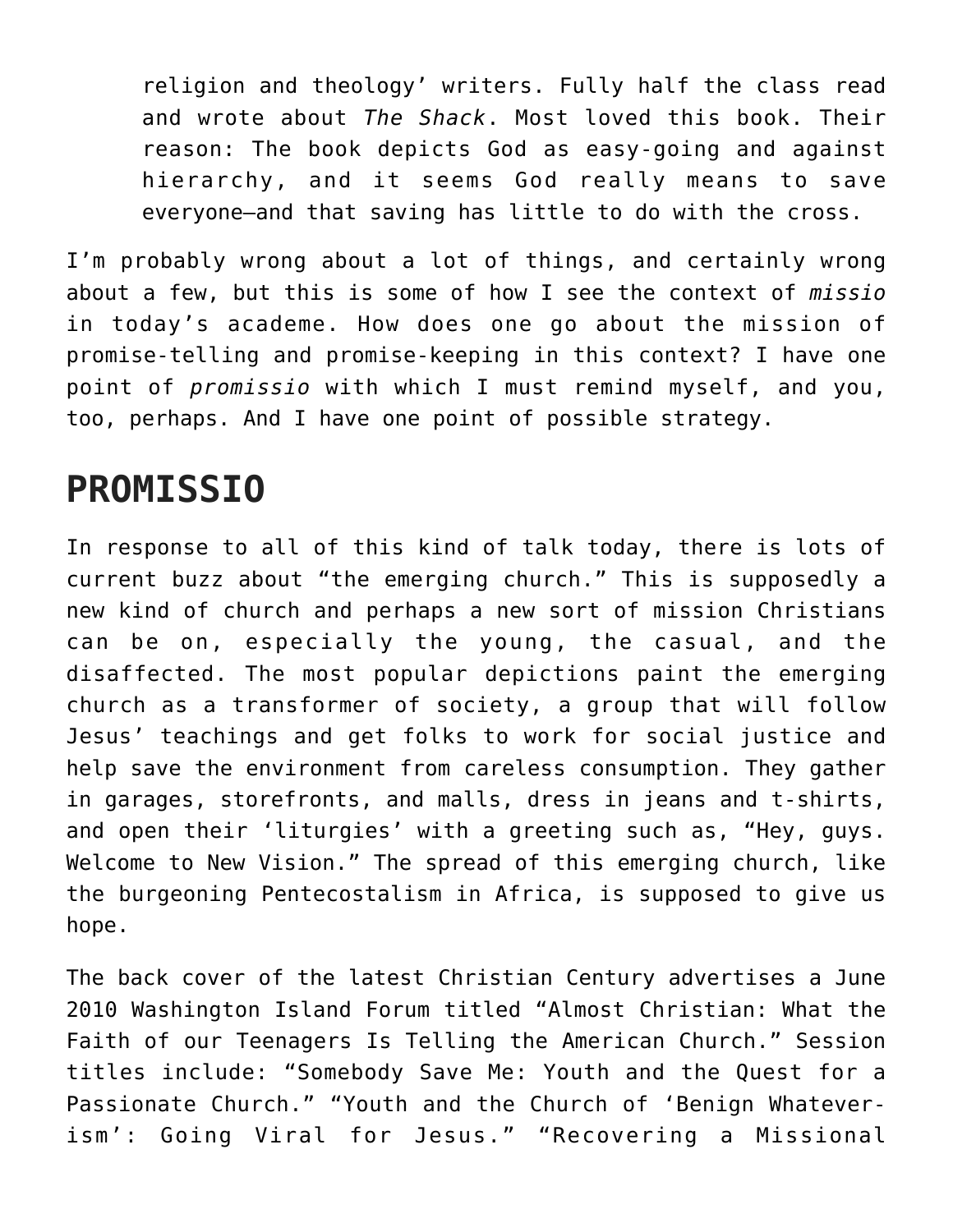> religion and theology' writers. Fully half the class read and wrote about *The Shack*. Most loved this book. Their reason: The book depicts God as easy-going and against hierarchy, and it seems God really means to save everyone—and that saving has little to do with the cross.

I'm probably wrong about a lot of things, and certainly wrong about a few, but this is some of how I see the context of *missio* in today's academe. How does one go about the mission of promise-telling and promise-keeping in this context? I have one point of *promissio* with which I must remind myself, and you, too, perhaps. And I have one point of possible strategy.

## PROMISSIO

In response to all of this kind of talk today, there is lots of current buzz about "the emerging church." This is supposedly a new kind of church and perhaps a new sort of mission Christians can be on, especially the young, the casual, and the disaffected. The most popular depictions paint the emerging church as a transformer of society, a group that will follow Jesus' teachings and get folks to work for social justice and help save the environment from careless consumption. They gather in garages, storefronts, and malls, dress in jeans and t-shirts, and open their 'liturgies' with a greeting such as, "Hey, guys. Welcome to New Vision." The spread of this emerging church, like the burgeoning Pentecostalism in Africa, is supposed to give us hope.

The back cover of the latest Christian Century advertises a June 2010 Washington Island Forum titled "Almost Christian: What the Faith of our Teenagers Is Telling the American Church." Session titles include: "Somebody Save Me: Youth and the Quest for a Passionate Church." "Youth and the Church of 'Benign Whatever-ism': Going Viral for Jesus." "Recovering a Missional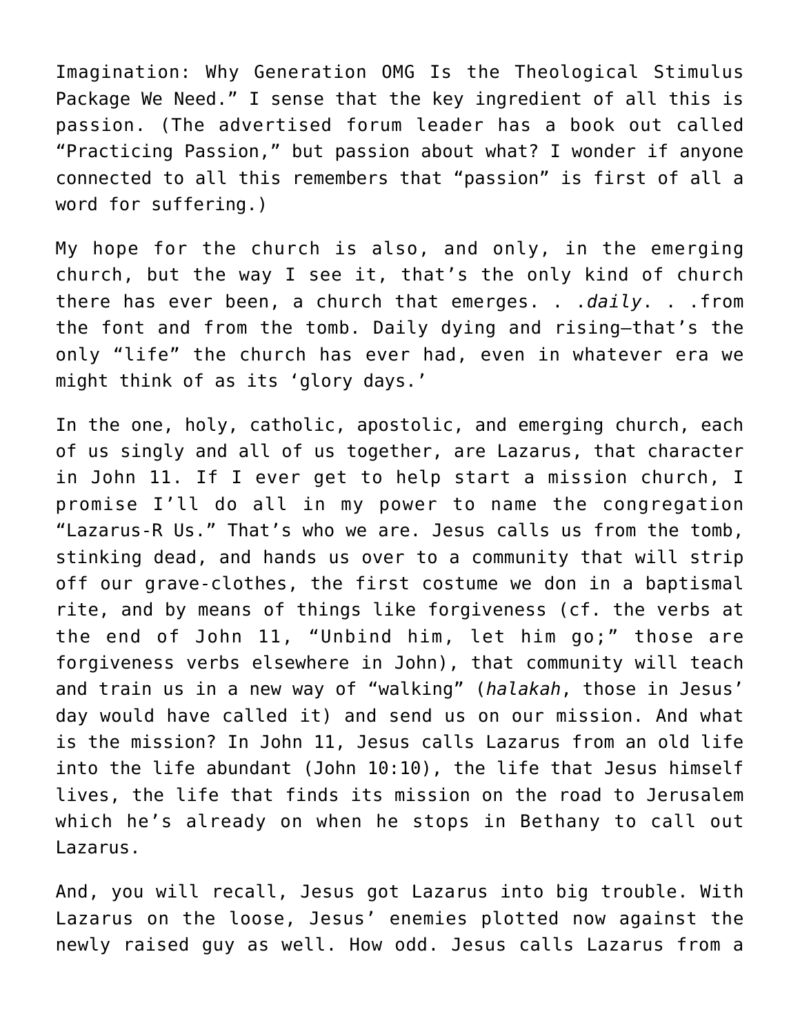Imagination: Why Generation OMG Is the Theological Stimulus Package We Need." I sense that the key ingredient of all this is passion. (The advertised forum leader has a book out called "Practicing Passion," but passion about what? I wonder if anyone connected to all this remembers that "passion" is first of all a word for suffering.)

My hope for the church is also, and only, in the emerging church, but the way I see it, that's the only kind of church there has ever been, a church that emerges. . .*daily*. . .from the font and from the tomb. Daily dying and rising—that's the only "life" the church has ever had, even in whatever era we might think of as its 'glory days.'

In the one, holy, catholic, apostolic, and emerging church, each of us singly and all of us together, are Lazarus, that character in John 11. If I ever get to help start a mission church, I promise I'll do all in my power to name the congregation "Lazarus-R Us." That's who we are. Jesus calls us from the tomb, stinking dead, and hands us over to a community that will strip off our grave-clothes, the first costume we don in a baptismal rite, and by means of things like forgiveness (cf. the verbs at the end of John 11, "Unbind him, let him go;" those are forgiveness verbs elsewhere in John), that community will teach and train us in a new way of "walking" (*halakah*, those in Jesus' day would have called it) and send us on our mission. And what is the mission? In John 11, Jesus calls Lazarus from an old life into the life abundant (John 10:10), the life that Jesus himself lives, the life that finds its mission on the road to Jerusalem which he's already on when he stops in Bethany to call out Lazarus.

And, you will recall, Jesus got Lazarus into big trouble. With Lazarus on the loose, Jesus' enemies plotted now against the newly raised guy as well. How odd. Jesus calls Lazarus from a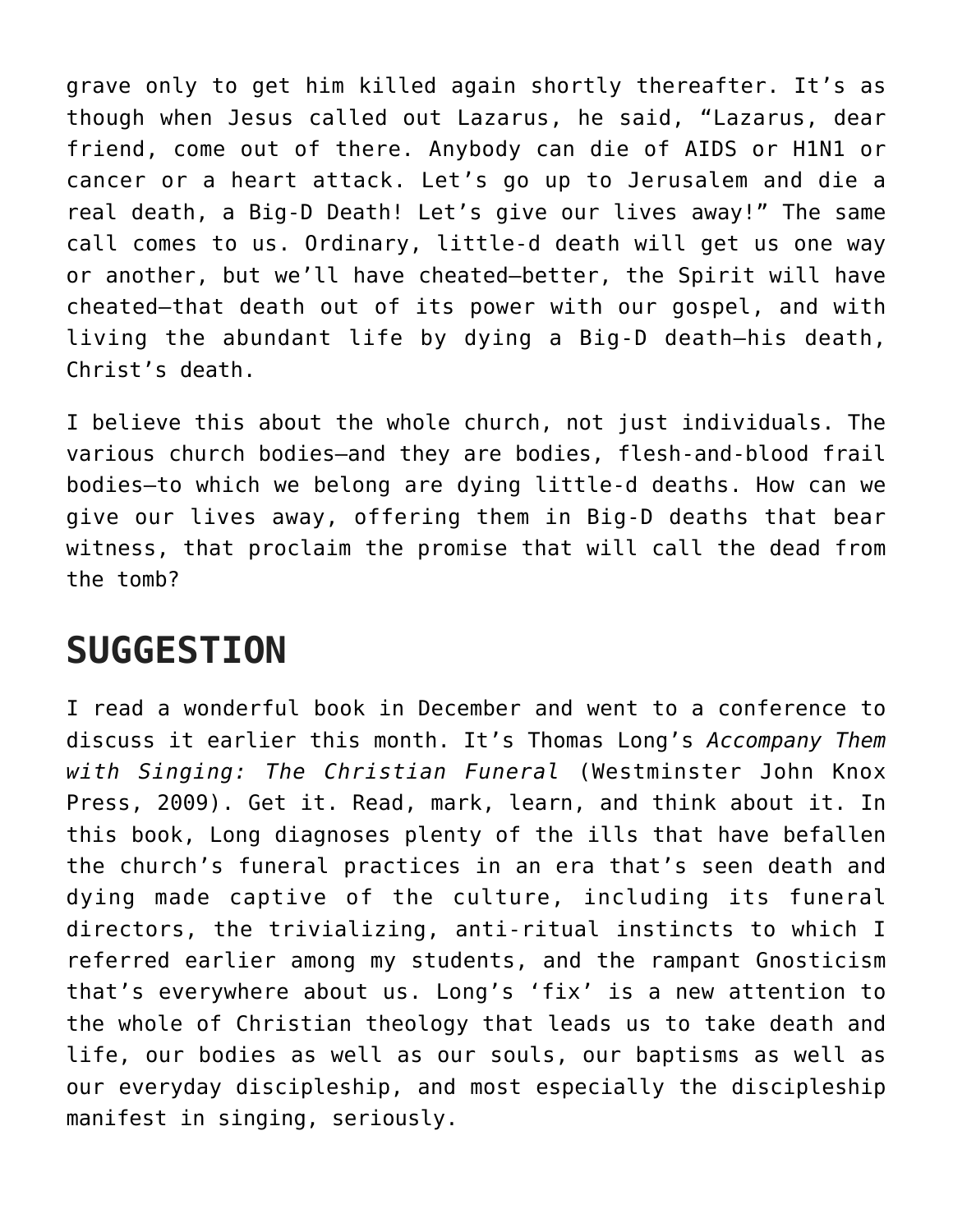grave only to get him killed again shortly thereafter. It's as though when Jesus called out Lazarus, he said, "Lazarus, dear friend, come out of there. Anybody can die of AIDS or H1N1 or cancer or a heart attack. Let's go up to Jerusalem and die a real death, a Big-D Death! Let's give our lives away!" The same call comes to us. Ordinary, little-d death will get us one way or another, but we'll have cheated—better, the Spirit will have cheated—that death out of its power with our gospel, and with living the abundant life by dying a Big-D death—his death, Christ's death.

I believe this about the whole church, not just individuals. The various church bodies—and they are bodies, flesh-and-blood frail bodies—to which we belong are dying little-d deaths. How can we give our lives away, offering them in Big-D deaths that bear witness, that proclaim the promise that will call the dead from the tomb?

## SUGGESTION

I read a wonderful book in December and went to a conference to discuss it earlier this month. It's Thomas Long's *Accompany Them with Singing: The Christian Funeral* (Westminster John Knox Press, 2009). Get it. Read, mark, learn, and think about it. In this book, Long diagnoses plenty of the ills that have befallen the church's funeral practices in an era that's seen death and dying made captive of the culture, including its funeral directors, the trivializing, anti-ritual instincts to which I referred earlier among my students, and the rampant Gnosticism that's everywhere about us. Long's 'fix' is a new attention to the whole of Christian theology that leads us to take death and life, our bodies as well as our souls, our baptisms as well as our everyday discipleship, and most especially the discipleship manifest in singing, seriously.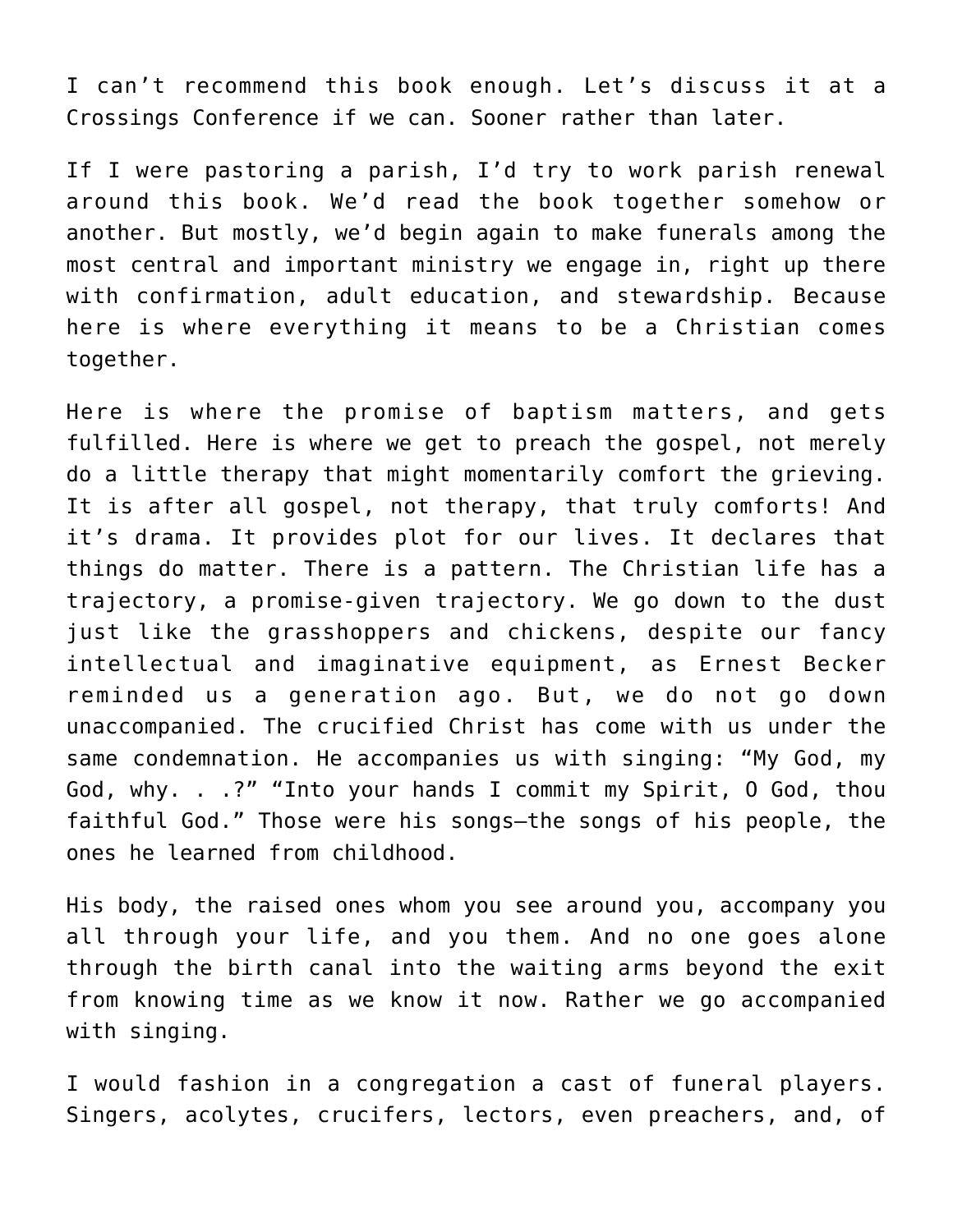I can’t recommend this book enough. Let’s discuss it at a Crossings Conference if we can. Sooner rather than later.

If I were pastoring a parish, I’d try to work parish renewal around this book. We’d read the book together somehow or another. But mostly, we’d begin again to make funerals among the most central and important ministry we engage in, right up there with confirmation, adult education, and stewardship. Because here is where everything it means to be a Christian comes together.

Here is where the promise of baptism matters, and gets fulfilled. Here is where we get to preach the gospel, not merely do a little therapy that might momentarily comfort the grieving. It is after all gospel, not therapy, that truly comforts! And it’s drama. It provides plot for our lives. It declares that things do matter. There is a pattern. The Christian life has a trajectory, a promise-given trajectory. We go down to the dust just like the grasshoppers and chickens, despite our fancy intellectual and imaginative equipment, as Ernest Becker reminded us a generation ago. But, we do not go down unaccompanied. The crucified Christ has come with us under the same condemnation. He accompanies us with singing: “My God, my God, why. . .?” “Into your hands I commit my Spirit, O God, thou faithful God.” Those were his songs—the songs of his people, the ones he learned from childhood.

His body, the raised ones whom you see around you, accompany you all through your life, and you them. And no one goes alone through the birth canal into the waiting arms beyond the exit from knowing time as we know it now. Rather we go accompanied with singing.

I would fashion in a congregation a cast of funeral players. Singers, acolytes, crucifers, lectors, even preachers, and, of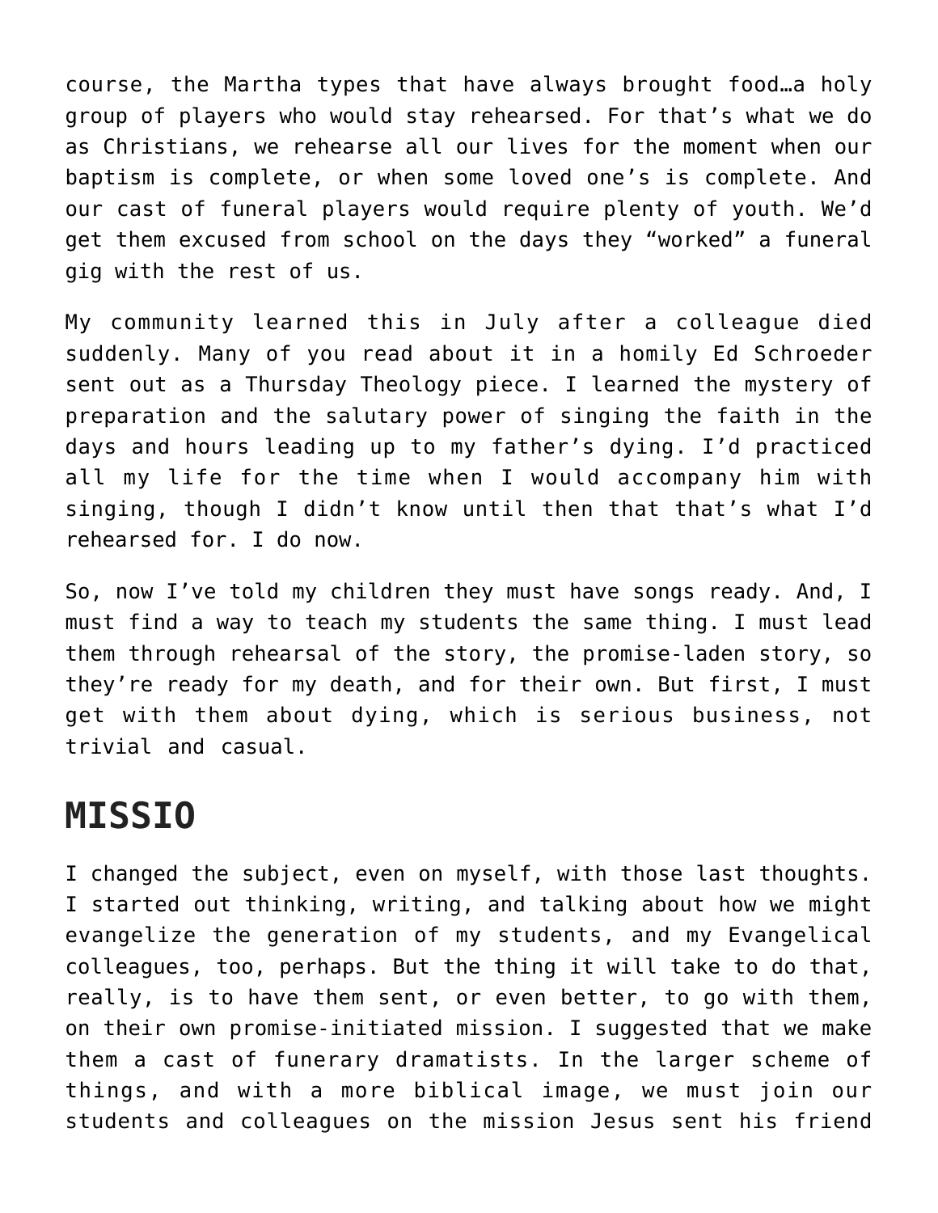course, the Martha types that have always brought food…a holy group of players who would stay rehearsed. For that's what we do as Christians, we rehearse all our lives for the moment when our baptism is complete, or when some loved one's is complete. And our cast of funeral players would require plenty of youth. We'd get them excused from school on the days they "worked" a funeral gig with the rest of us.

My community learned this in July after a colleague died suddenly. Many of you read about it in a homily Ed Schroeder sent out as a Thursday Theology piece. I learned the mystery of preparation and the salutary power of singing the faith in the days and hours leading up to my father's dying. I'd practiced all my life for the time when I would accompany him with singing, though I didn't know until then that that's what I'd rehearsed for. I do now.

So, now I've told my children they must have songs ready. And, I must find a way to teach my students the same thing. I must lead them through rehearsal of the story, the promise-laden story, so they're ready for my death, and for their own. But first, I must get with them about dying, which is serious business, not trivial and casual.

## MISSIO

I changed the subject, even on myself, with those last thoughts. I started out thinking, writing, and talking about how we might evangelize the generation of my students, and my Evangelical colleagues, too, perhaps. But the thing it will take to do that, really, is to have them sent, or even better, to go with them, on their own promise-initiated mission. I suggested that we make them a cast of funerary dramatists. In the larger scheme of things, and with a more biblical image, we must join our students and colleagues on the mission Jesus sent his friend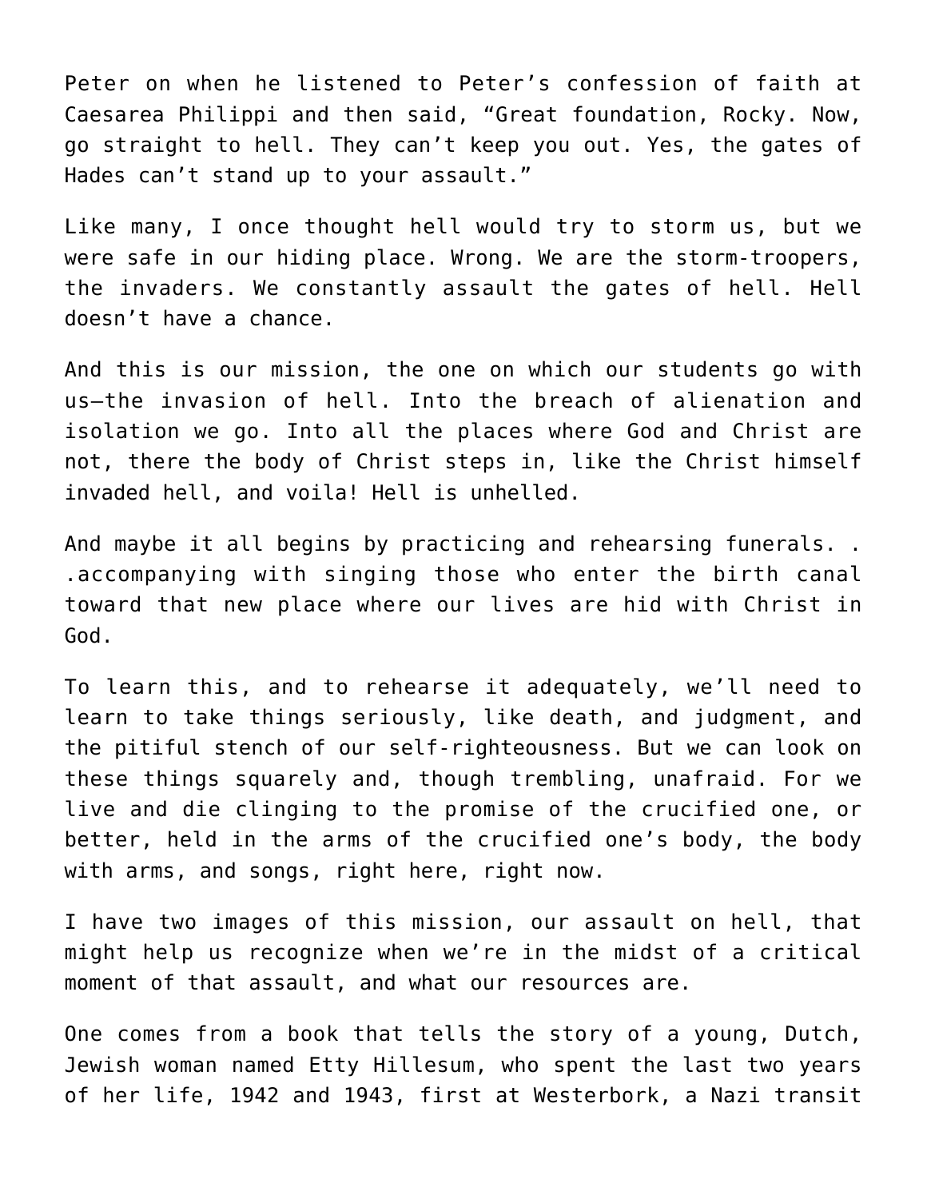Peter on when he listened to Peter's confession of faith at Caesarea Philippi and then said, "Great foundation, Rocky. Now, go straight to hell. They can't keep you out. Yes, the gates of Hades can't stand up to your assault."

Like many, I once thought hell would try to storm us, but we were safe in our hiding place. Wrong. We are the storm-troopers, the invaders. We constantly assault the gates of hell. Hell doesn't have a chance.

And this is our mission, the one on which our students go with us—the invasion of hell. Into the breach of alienation and isolation we go. Into all the places where God and Christ are not, there the body of Christ steps in, like the Christ himself invaded hell, and voila! Hell is unhelled.

And maybe it all begins by practicing and rehearsing funerals. . .accompanying with singing those who enter the birth canal toward that new place where our lives are hid with Christ in God.

To learn this, and to rehearse it adequately, we'll need to learn to take things seriously, like death, and judgment, and the pitiful stench of our self-righteousness. But we can look on these things squarely and, though trembling, unafraid. For we live and die clinging to the promise of the crucified one, or better, held in the arms of the crucified one's body, the body with arms, and songs, right here, right now.

I have two images of this mission, our assault on hell, that might help us recognize when we're in the midst of a critical moment of that assault, and what our resources are.

One comes from a book that tells the story of a young, Dutch, Jewish woman named Etty Hillesum, who spent the last two years of her life, 1942 and 1943, first at Westerbork, a Nazi transit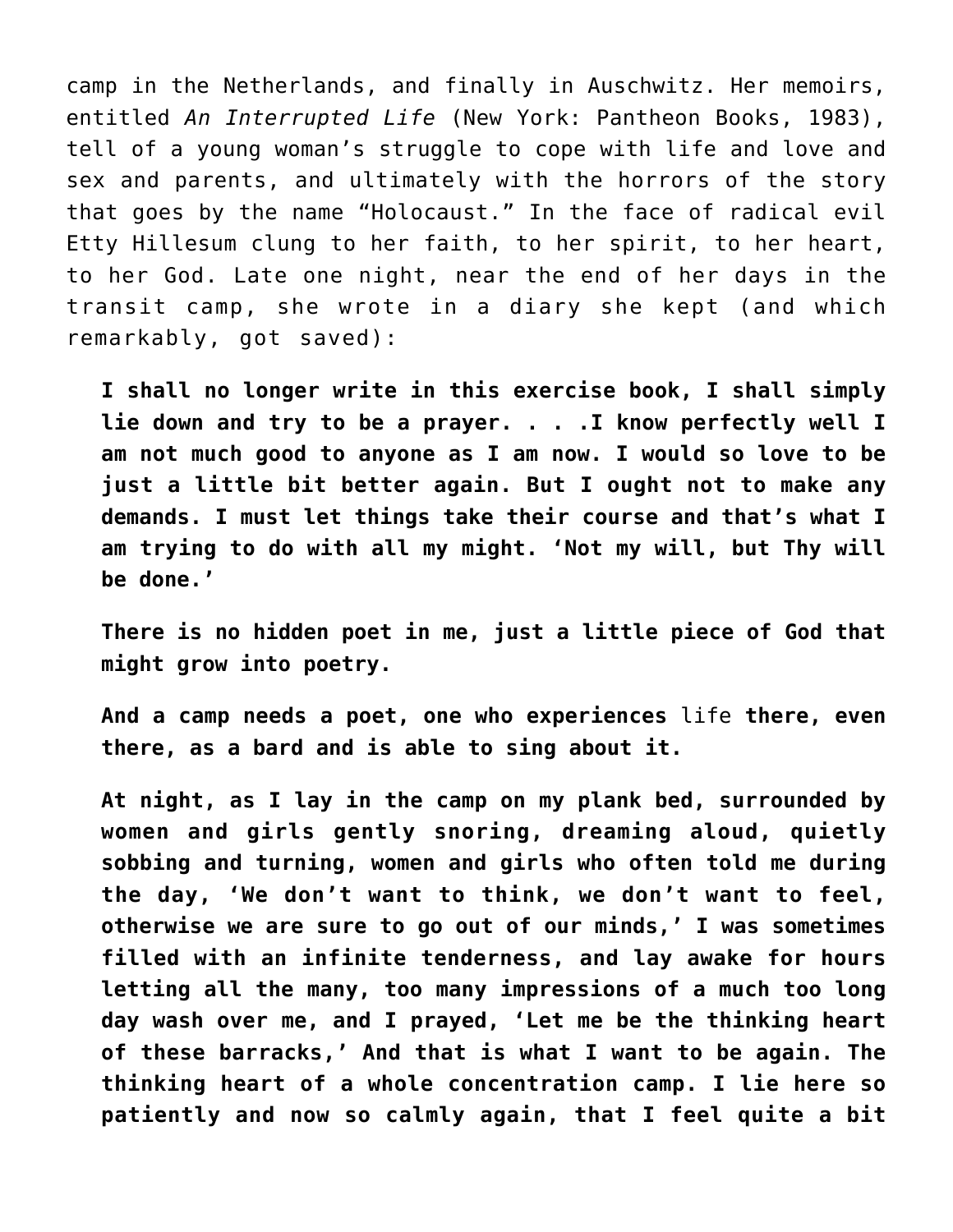camp in the Netherlands, and finally in Auschwitz. Her memoirs, entitled *An Interrupted Life* (New York: Pantheon Books, 1983), tell of a young woman's struggle to cope with life and love and sex and parents, and ultimately with the horrors of the story that goes by the name "Holocaust." In the face of radical evil Etty Hillesum clung to her faith, to her spirit, to her heart, to her God. Late one night, near the end of her days in the transit camp, she wrote in a diary she kept (and which remarkably, got saved):

> **I shall no longer write in this exercise book, I shall simply lie down and try to be a prayer. . . .I know perfectly well I am not much good to anyone as I am now. I would so love to be just a little bit better again. But I ought not to make any demands. I must let things take their course and that's what I am trying to do with all my might. 'Not my will, but Thy will be done.'**
>
> **There is no hidden poet in me, just a little piece of God that might grow into poetry.**
>
> **And a camp needs a poet, one who experiences** life **there, even there, as a bard and is able to sing about it.**
>
> **At night, as I lay in the camp on my plank bed, surrounded by women and girls gently snoring, dreaming aloud, quietly sobbing and turning, women and girls who often told me during the day, 'We don't want to think, we don't want to feel, otherwise we are sure to go out of our minds,' I was sometimes filled with an infinite tenderness, and lay awake for hours letting all the many, too many impressions of a much too long day wash over me, and I prayed, 'Let me be the thinking heart of these barracks,' And that is what I want to be again. The thinking heart of a whole concentration camp. I lie here so patiently and now so calmly again, that I feel quite a bit**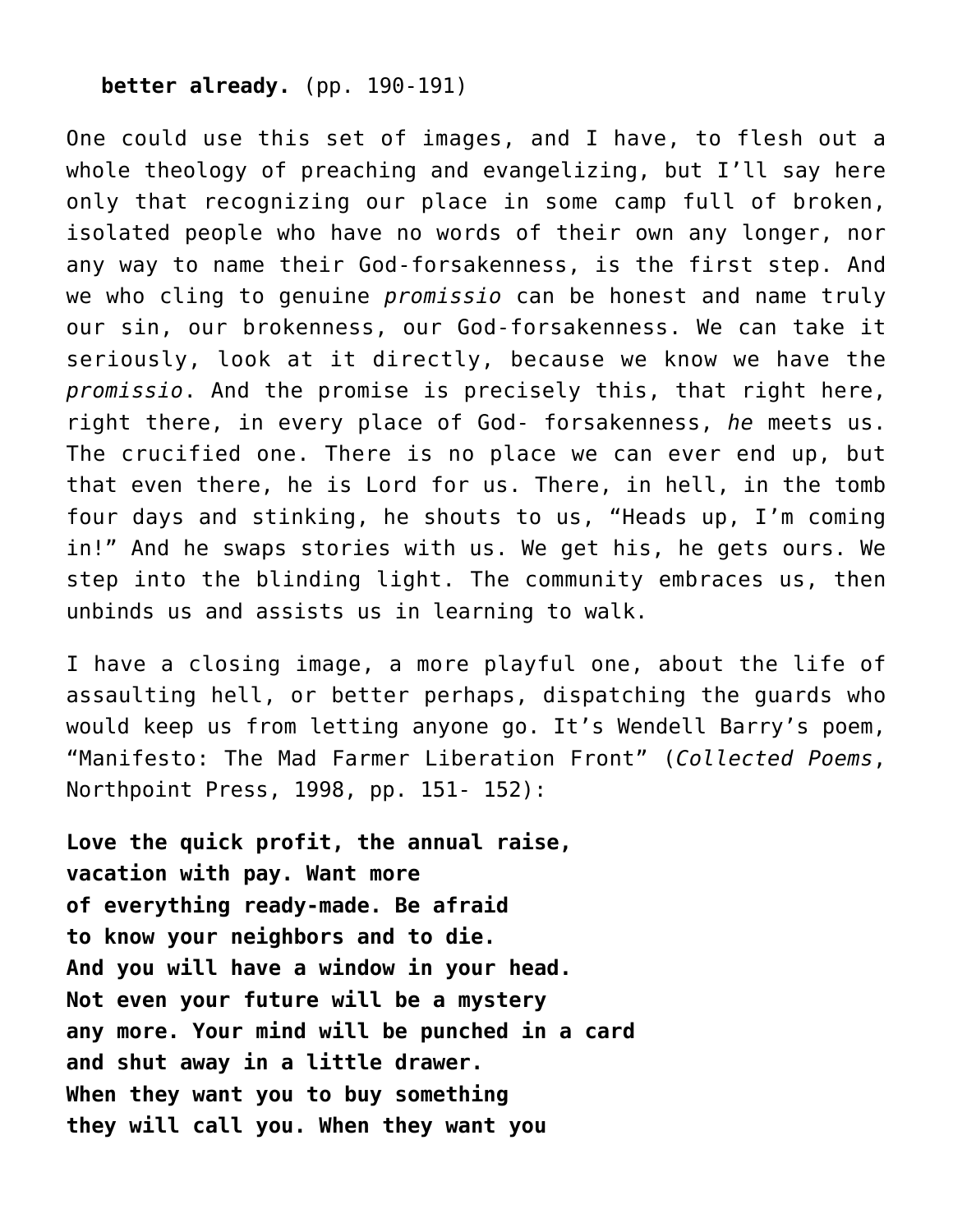**better already.** (pp. 190-191)

One could use this set of images, and I have, to flesh out a whole theology of preaching and evangelizing, but I'll say here only that recognizing our place in some camp full of broken, isolated people who have no words of their own any longer, nor any way to name their God-forsakenness, is the first step. And we who cling to genuine *promissio* can be honest and name truly our sin, our brokenness, our God-forsakenness. We can take it seriously, look at it directly, because we know we have the *promissio*. And the promise is precisely this, that right here, right there, in every place of God- forsakenness, *he* meets us. The crucified one. There is no place we can ever end up, but that even there, he is Lord for us. There, in hell, in the tomb four days and stinking, he shouts to us, "Heads up, I'm coming in!" And he swaps stories with us. We get his, he gets ours. We step into the blinding light. The community embraces us, then unbinds us and assists us in learning to walk.

I have a closing image, a more playful one, about the life of assaulting hell, or better perhaps, dispatching the guards who would keep us from letting anyone go. It's Wendell Barry's poem, "Manifesto: The Mad Farmer Liberation Front" (*Collected Poems*, Northpoint Press, 1998, pp. 151- 152):

**Love the quick profit, the annual raise,**
**vacation with pay. Want more**
**of everything ready-made. Be afraid**
**to know your neighbors and to die.**
**And you will have a window in your head.**
**Not even your future will be a mystery**
**any more. Your mind will be punched in a card**
**and shut away in a little drawer.**
**When they want you to buy something**
**they will call you. When they want you**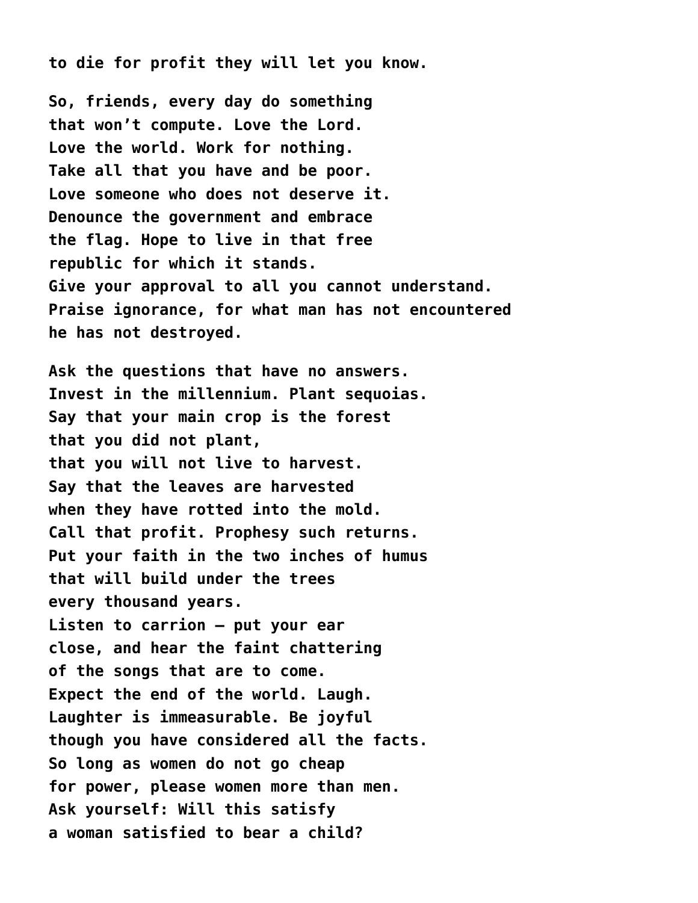**to die for profit they will let you know.**

**So, friends, every day do something**  
**that won't compute. Love the Lord.**  
**Love the world. Work for nothing.**  
**Take all that you have and be poor.**  
**Love someone who does not deserve it.**  
**Denounce the government and embrace**  
**the flag. Hope to live in that free**  
**republic for which it stands.**  
**Give your approval to all you cannot understand.**  
**Praise ignorance, for what man has not encountered**  
**he has not destroyed.**

**Ask the questions that have no answers.**  
**Invest in the millennium. Plant sequoias.**  
**Say that your main crop is the forest**  
**that you did not plant,**  
**that you will not live to harvest.**  
**Say that the leaves are harvested**  
**when they have rotted into the mold.**  
**Call that profit. Prophesy such returns.**  
**Put your faith in the two inches of humus**  
**that will build under the trees**  
**every thousand years.**  
**Listen to carrion – put your ear**  
**close, and hear the faint chattering**  
**of the songs that are to come.**  
**Expect the end of the world. Laugh.**  
**Laughter is immeasurable. Be joyful**  
**though you have considered all the facts.**  
**So long as women do not go cheap**  
**for power, please women more than men.**  
**Ask yourself: Will this satisfy**  
**a woman satisfied to bear a child?**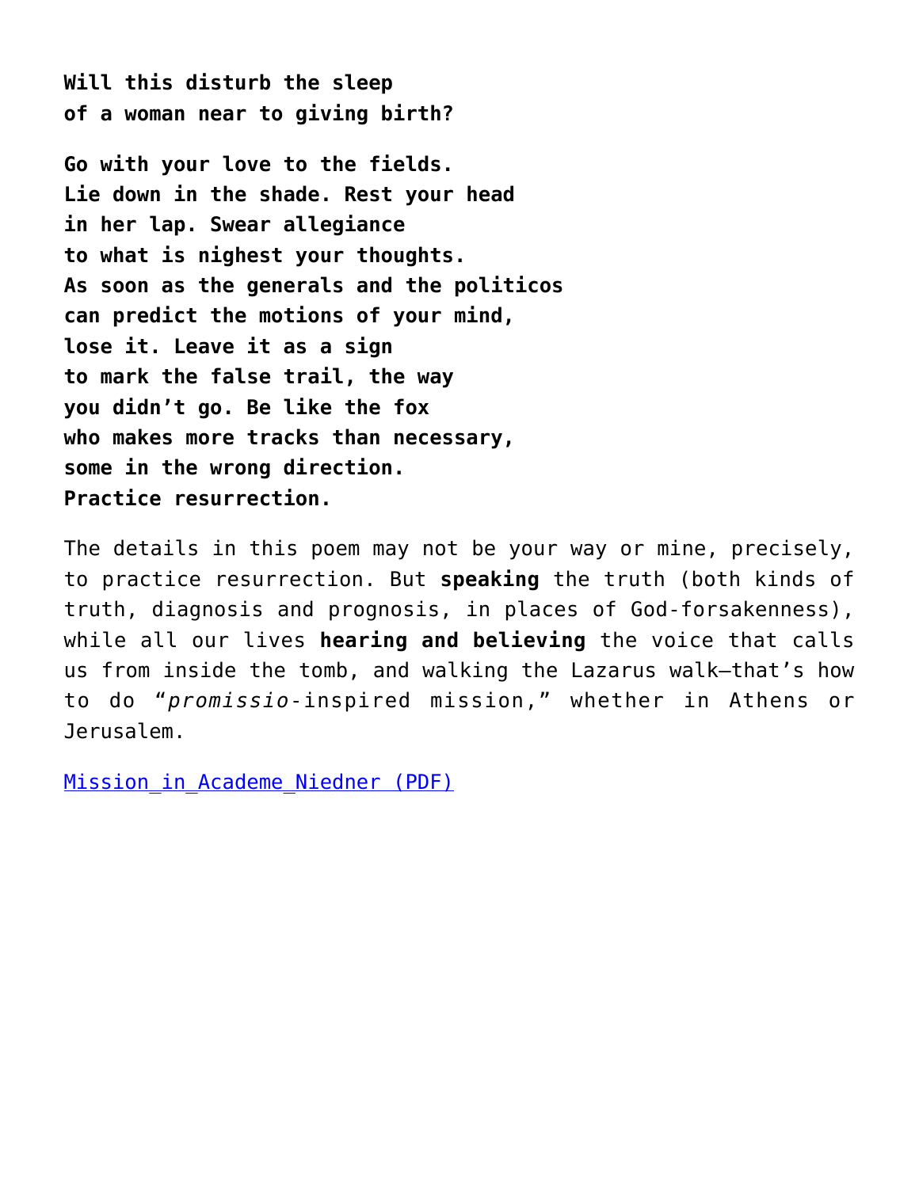**Will this disturb the sleep**
**of a woman near to giving birth?**

**Go with your love to the fields.**
**Lie down in the shade. Rest your head**
**in her lap. Swear allegiance**
**to what is nighest your thoughts.**
**As soon as the generals and the politicos**
**can predict the motions of your mind,**
**lose it. Leave it as a sign**
**to mark the false trail, the way**
**you didn't go. Be like the fox**
**who makes more tracks than necessary,**
**some in the wrong direction.**
**Practice resurrection.**

The details in this poem may not be your way or mine, precisely, to practice resurrection. But **speaking** the truth (both kinds of truth, diagnosis and prognosis, in places of God-forsakenness), while all our lives **hearing and believing** the voice that calls us from inside the tomb, and walking the Lazarus walk—that's how to do "*promissio*-inspired mission," whether in Athens or Jerusalem.

Mission_in_Academe_Niedner (PDF)